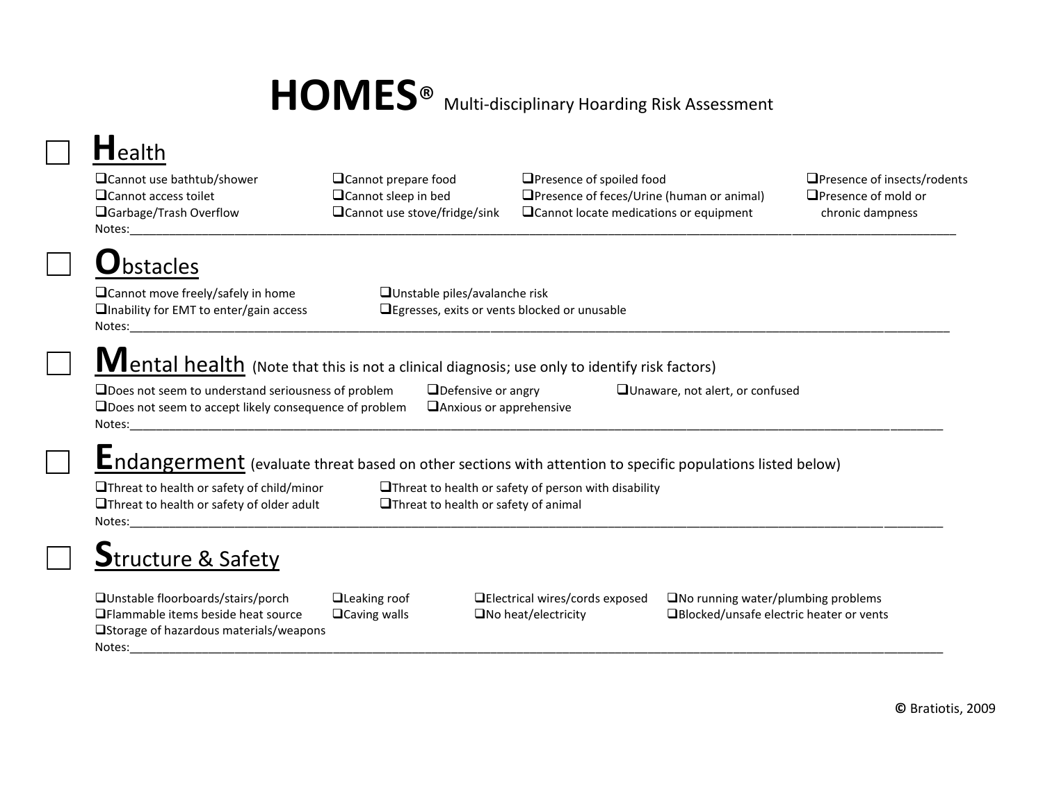# HOMES® Multi-disciplinary Hoarding Risk Assessment

## ☐ Health

- ☐ Cannot use bathtub/shower
- ☐ Cannot access toilet
- ☐ Garbage/Trash Overflow
- ☐ Cannot prepare food
- ☐ Cannot sleep in bed
- ☐ Cannot use stove/fridge/sink
- ☐ Presence of spoiled food
- ☐ Presence of feces/Urine (human or animal)
- ☐ Cannot locate medications or equipment
- ☐ Presence of insects/rodents
- ☐ Presence of mold or chronic dampness

Notes:______________________________________________________________________________

## ☐ Obstacles

- ☐ Cannot move freely/safely in home
- ☐ Inability for EMT to enter/gain access
- ☐ Unstable piles/avalanche risk
- ☐ Egresses, exits or vents blocked or unusable

Notes:______________________________________________________________________________

## ☐ Mental health (Note that this is not a clinical diagnosis; use only to identify risk factors)

- ☐ Does not seem to understand seriousness of problem
- ☐ Does not seem to accept likely consequence of problem
- ☐ Defensive or angry
- ☐ Anxious or apprehensive
- ☐ Unaware, not alert, or confused

Notes:______________________________________________________________________________

## ☐ Endangerment (evaluate threat based on other sections with attention to specific populations listed below)

- ☐ Threat to health or safety of child/minor
- ☐ Threat to health or safety of older adult
- ☐ Threat to health or safety of person with disability
- ☐ Threat to health or safety of animal

Notes:______________________________________________________________________________

## ☐ Structure & Safety

- ☐ Unstable floorboards/stairs/porch
- ☐ Flammable items beside heat source
- ☐ Storage of hazardous materials/weapons
- ☐ Leaking roof
- ☐ Caving walls
- ☐ Electrical wires/cords exposed
- ☐ No heat/electricity
- ☐ No running water/plumbing problems
- ☐ Blocked/unsafe electric heater or vents

Notes:______________________________________________________________________________

© Bratiotis, 2009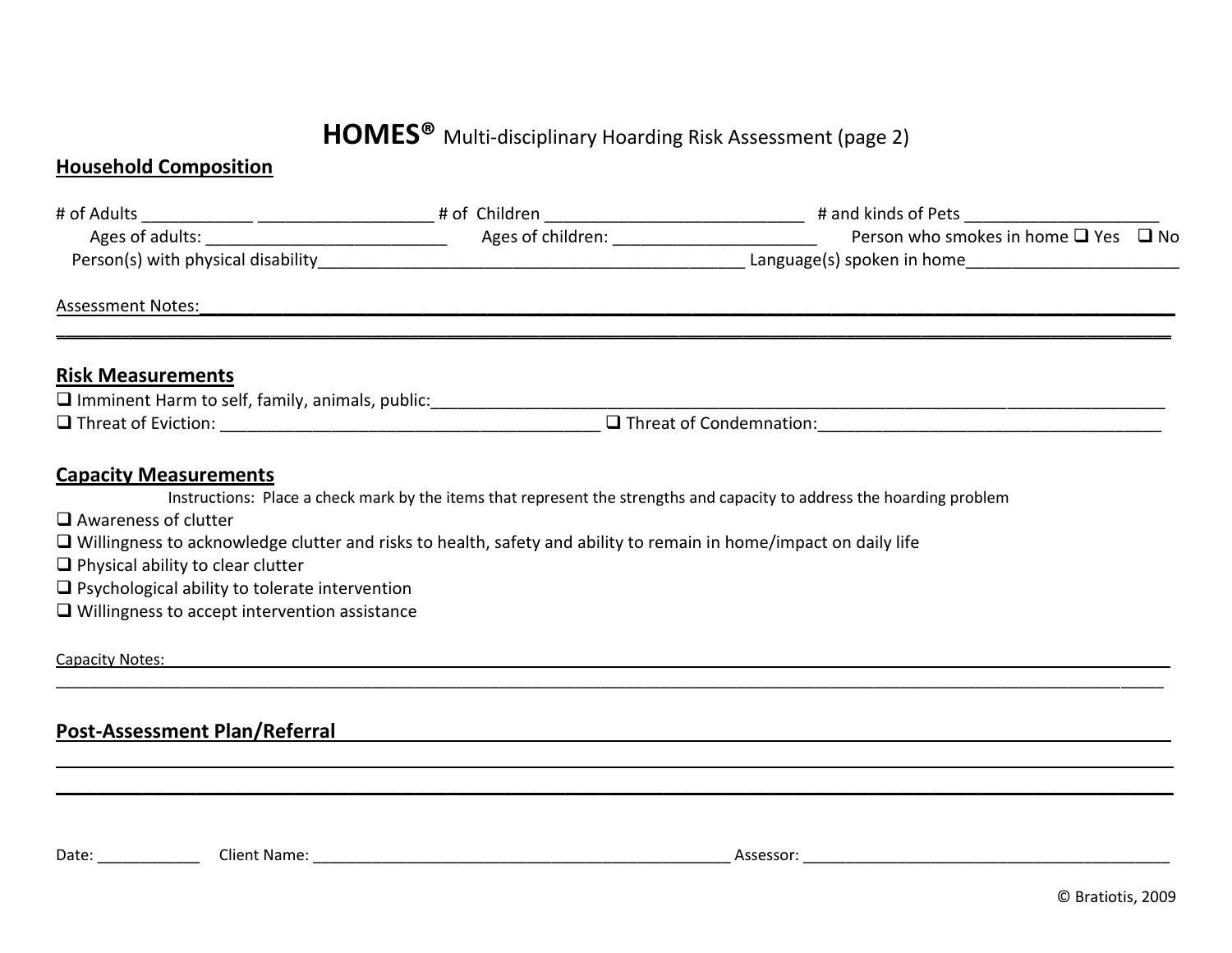# HOMES® Multi-disciplinary Hoarding Risk Assessment (page 2)

## Household Composition

\# of Adults ____________ ___________________ # of Children ____________________________ # and kinds of Pets _____________________

Ages of adults: ___________________________ Ages of children: ______________________ Person who smokes in home ❑ Yes ❑ No

Person(s) with physical disability_______________________________________________ Language(s) spoken in home_______________________

Assessment Notes:_____________________________________________________________________________________________

_______________________________________________________________________________________________________________

## Risk Measurements

❑ Imminent Harm to self, family, animals, public:_________________________________________________________________________________

❑ Threat of Eviction: _________________________________________ ❑ Threat of Condemnation:______________________________________

## Capacity Measurements

Instructions: Place a check mark by the items that represent the strengths and capacity to address the hoarding problem

❑ Awareness of clutter

❑ Willingness to acknowledge clutter and risks to health, safety and ability to remain in home/impact on daily life

❑ Physical ability to clear clutter

❑ Psychological ability to tolerate intervention

❑ Willingness to accept intervention assistance

Capacity Notes: _______________________________________________________________________________________________

_______________________________________________________________________________________________________________

## Post-Assessment Plan/Referral

_______________________________________________________________________________________________________________

_______________________________________________________________________________________________________________

Date: ____________ Client Name: __________________________________________________ Assessor: ____________________________________________

© Bratiotis, 2009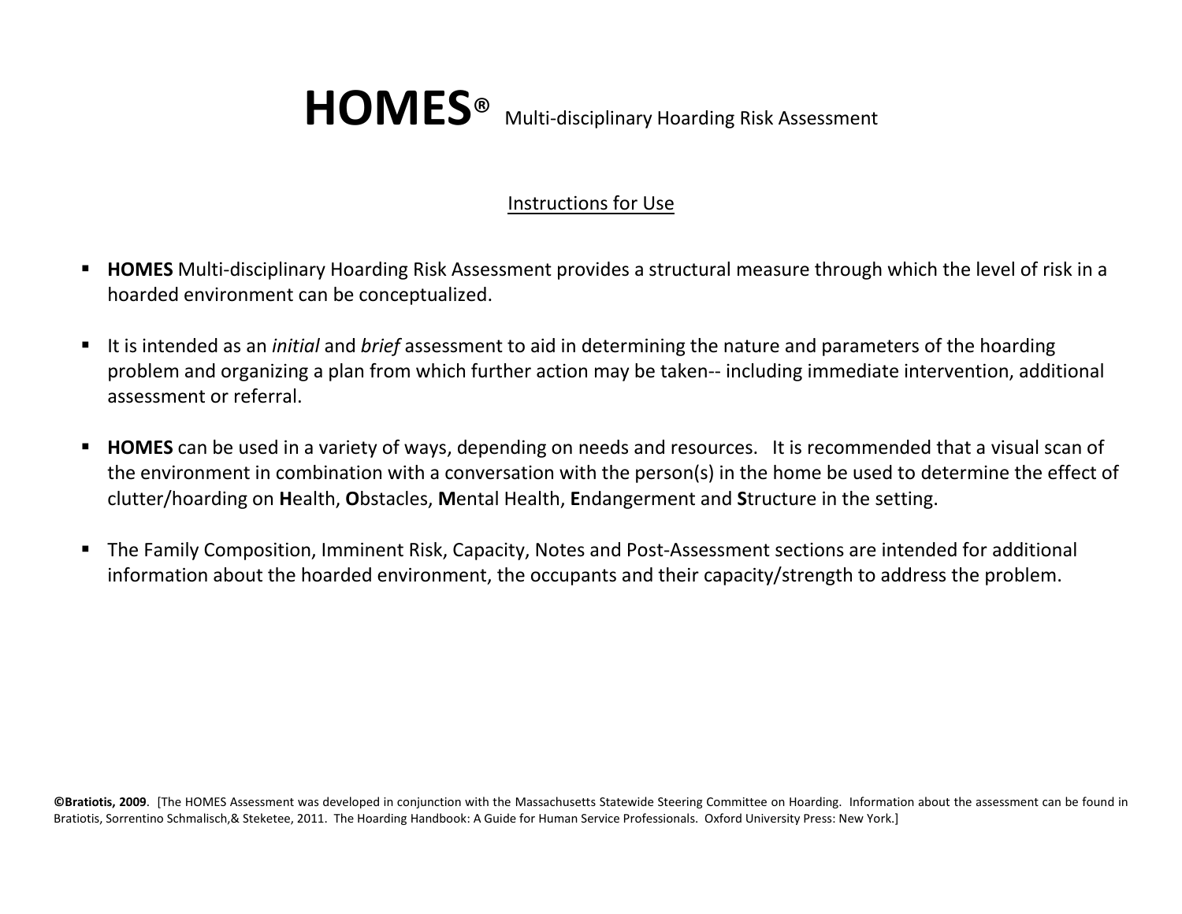# **HOMES**® Multi-disciplinary Hoarding Risk Assessment

Instructions for Use

- **HOMES** Multi-disciplinary Hoarding Risk Assessment provides a structural measure through which the level of risk in a hoarded environment can be conceptualized.
- It is intended as an *initial* and *brief* assessment to aid in determining the nature and parameters of the hoarding problem and organizing a plan from which further action may be taken-- including immediate intervention, additional assessment or referral.
- **HOMES** can be used in a variety of ways, depending on needs and resources. It is recommended that a visual scan of the environment in combination with a conversation with the person(s) in the home be used to determine the effect of clutter/hoarding on **H**ealth, **O**bstacles, **M**ental Health, **E**ndangerment and **S**tructure in the setting.
- The Family Composition, Imminent Risk, Capacity, Notes and Post-Assessment sections are intended for additional information about the hoarded environment, the occupants and their capacity/strength to address the problem.

**©Bratiotis, 2009**. [The HOMES Assessment was developed in conjunction with the Massachusetts Statewide Steering Committee on Hoarding. Information about the assessment can be found in Bratiotis, Sorrentino Schmalisch,& Steketee, 2011. The Hoarding Handbook: A Guide for Human Service Professionals. Oxford University Press: New York.]